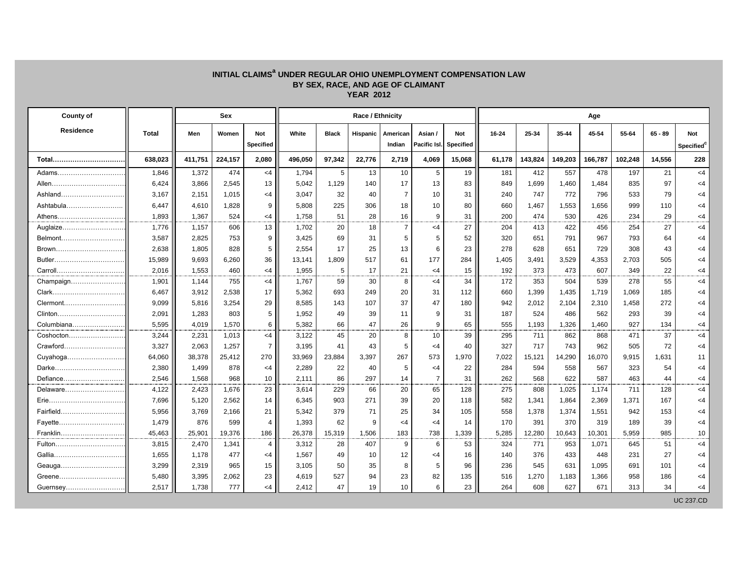# INITIAL CLAIMS[a] UNDER REGULAR OHIO UNEMPLOYMENT COMPENSATION LAW
## BY SEX, RACE, AND AGE OF CLAIMANT
## YEAR 2012

| County of Residence | Total | Sex | | | Race / Ethnicity | | | | | | Age | | | | | | |
|---|---|---|---|---|---|---|---|---|---|---|---|---|---|---|---|---|---|
| | | Men | Women | Not Specified | White | Black | Hispanic | American Indian | Asian / Pacific Isl. | Not Specified | 16-24 | 25-34 | 35-44 | 45-54 | 55-64 | 65 - 89 | Not Specified[c] |
| **Total** | **638,023** | **411,751** | **224,157** | **2,080** | **496,050** | **97,342** | **22,776** | **2,719** | **4,069** | **15,068** | **61,178** | **143,824** | **149,203** | **166,787** | **102,248** | **14,556** | **228** |
| Adams | 1,846 | 1,372 | 474 | <4 | 1,794 | 5 | 13 | 10 | 5 | 19 | 181 | 412 | 557 | 478 | 197 | 21 | <4 |
| Allen | 6,424 | 3,866 | 2,545 | 13 | 5,042 | 1,129 | 140 | 17 | 13 | 83 | 849 | 1,699 | 1,460 | 1,484 | 835 | 97 | <4 |
| Ashland | 3,167 | 2,151 | 1,015 | <4 | 3,047 | 32 | 40 | 7 | 10 | 31 | 240 | 747 | 772 | 796 | 533 | 79 | <4 |
| Ashtabula | 6,447 | 4,610 | 1,828 | 9 | 5,808 | 225 | 306 | 18 | 10 | 80 | 660 | 1,467 | 1,553 | 1,656 | 999 | 110 | <4 |
| Athens | 1,893 | 1,367 | 524 | <4 | 1,758 | 51 | 28 | 16 | 9 | 31 | 200 | 474 | 530 | 426 | 234 | 29 | <4 |
| Auglaize | 1,776 | 1,157 | 606 | 13 | 1,702 | 20 | 18 | 7 | <4 | 27 | 204 | 413 | 422 | 456 | 254 | 27 | <4 |
| Belmont | 3,587 | 2,825 | 753 | 9 | 3,425 | 69 | 31 | 5 | 5 | 52 | 320 | 651 | 791 | 967 | 793 | 64 | <4 |
| Brown | 2,638 | 1,805 | 828 | 5 | 2,554 | 17 | 25 | 13 | 6 | 23 | 278 | 628 | 651 | 729 | 308 | 43 | <4 |
| Butler | 15,989 | 9,693 | 6,260 | 36 | 13,141 | 1,809 | 517 | 61 | 177 | 284 | 1,405 | 3,491 | 3,529 | 4,353 | 2,703 | 505 | <4 |
| Carroll | 2,016 | 1,553 | 460 | <4 | 1,955 | 5 | 17 | 21 | <4 | 15 | 192 | 373 | 473 | 607 | 349 | 22 | <4 |
| Champaign | 1,901 | 1,144 | 755 | <4 | 1,767 | 59 | 30 | 8 | <4 | 34 | 172 | 353 | 504 | 539 | 278 | 55 | <4 |
| Clark | 6,467 | 3,912 | 2,538 | 17 | 5,362 | 693 | 249 | 20 | 31 | 112 | 660 | 1,399 | 1,435 | 1,719 | 1,069 | 185 | <4 |
| Clermont | 9,099 | 5,816 | 3,254 | 29 | 8,585 | 143 | 107 | 37 | 47 | 180 | 942 | 2,012 | 2,104 | 2,310 | 1,458 | 272 | <4 |
| Clinton | 2,091 | 1,283 | 803 | 5 | 1,952 | 49 | 39 | 11 | 9 | 31 | 187 | 524 | 486 | 562 | 293 | 39 | <4 |
| Columbiana | 5,595 | 4,019 | 1,570 | 6 | 5,382 | 66 | 47 | 26 | 9 | 65 | 555 | 1,193 | 1,326 | 1,460 | 927 | 134 | <4 |
| Coshocton | 3,244 | 2,231 | 1,013 | <4 | 3,122 | 45 | 20 | 8 | 10 | 39 | 295 | 711 | 862 | 868 | 471 | 37 | <4 |
| Crawford | 3,327 | 2,063 | 1,257 | 7 | 3,195 | 41 | 43 | 5 | <4 | 40 | 327 | 717 | 743 | 962 | 505 | 72 | <4 |
| Cuyahoga | 64,060 | 38,378 | 25,412 | 270 | 33,969 | 23,884 | 3,397 | 267 | 573 | 1,970 | 7,022 | 15,121 | 14,290 | 16,070 | 9,915 | 1,631 | 11 |
| Darke | 2,380 | 1,499 | 878 | <4 | 2,289 | 22 | 40 | 5 | <4 | 22 | 284 | 594 | 558 | 567 | 323 | 54 | <4 |
| Defiance | 2,546 | 1,568 | 968 | 10 | 2,111 | 86 | 297 | 14 | 7 | 31 | 262 | 568 | 622 | 587 | 463 | 44 | <4 |
| Delaware | 4,122 | 2,423 | 1,676 | 23 | 3,614 | 229 | 66 | 20 | 65 | 128 | 275 | 808 | 1,025 | 1,174 | 711 | 128 | <4 |
| Erie | 7,696 | 5,120 | 2,562 | 14 | 6,345 | 903 | 271 | 39 | 20 | 118 | 582 | 1,341 | 1,864 | 2,369 | 1,371 | 167 | <4 |
| Fairfield | 5,956 | 3,769 | 2,166 | 21 | 5,342 | 379 | 71 | 25 | 34 | 105 | 558 | 1,378 | 1,374 | 1,551 | 942 | 153 | <4 |
| Fayette | 1,479 | 876 | 599 | 4 | 1,393 | 62 | 9 | <4 | <4 | 14 | 170 | 391 | 370 | 319 | 189 | 39 | <4 |
| Franklin | 45,463 | 25,901 | 19,376 | 186 | 26,378 | 15,319 | 1,506 | 183 | 738 | 1,339 | 5,285 | 12,280 | 10,643 | 10,301 | 5,959 | 985 | 10 |
| Fulton | 3,815 | 2,470 | 1,341 | 4 | 3,312 | 28 | 407 | 9 | 6 | 53 | 324 | 771 | 953 | 1,071 | 645 | 51 | <4 |
| Gallia | 1,655 | 1,178 | 477 | <4 | 1,567 | 49 | 10 | 12 | <4 | 16 | 140 | 376 | 433 | 448 | 231 | 27 | <4 |
| Geauga | 3,299 | 2,319 | 965 | 15 | 3,105 | 50 | 35 | 8 | 5 | 96 | 236 | 545 | 631 | 1,095 | 691 | 101 | <4 |
| Greene | 5,480 | 3,395 | 2,062 | 23 | 4,619 | 527 | 94 | 23 | 82 | 135 | 516 | 1,270 | 1,183 | 1,366 | 958 | 186 | <4 |
| Guernsey | 2,517 | 1,738 | 777 | <4 | 2,412 | 47 | 19 | 10 | 6 | 23 | 264 | 608 | 627 | 671 | 313 | 34 | <4 |

UC 237.CD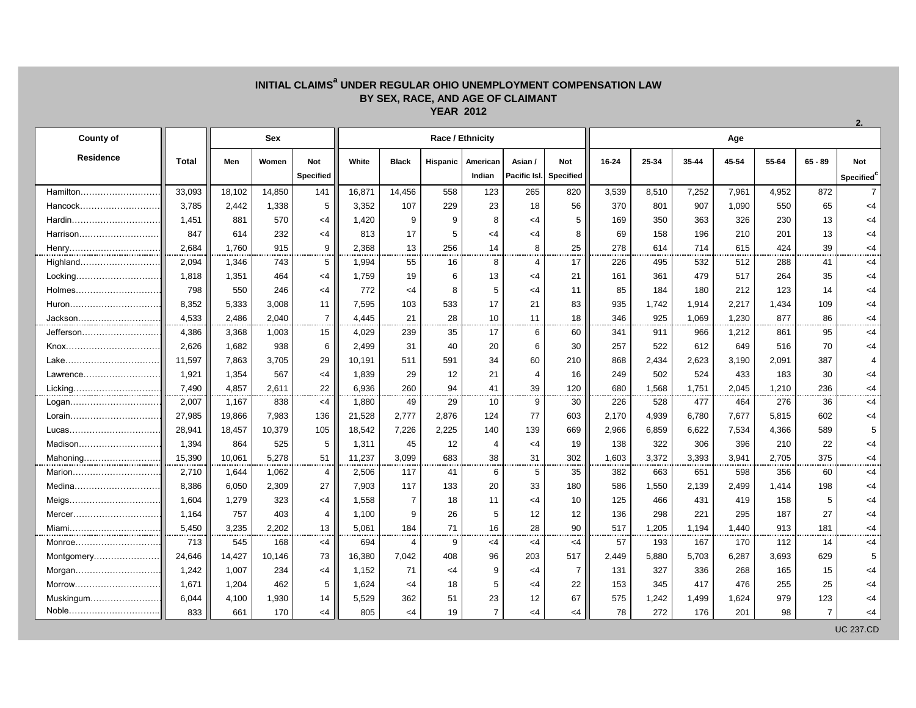# INITIAL CLAIMS[a] UNDER REGULAR OHIO UNEMPLOYMENT COMPENSATION LAW
## BY SEX, RACE, AND AGE OF CLAIMANT
### YEAR 2012

2.

| County of Residence | Total | Sex | | | Race / Ethnicity | | | | | | Age | | | | | | |
|---|---|---|---|---|---|---|---|---|---|---|---|---|---|---|---|---|---|
| | | Men | Women | Not Specified | White | Black | Hispanic | American Indian | Asian / Pacific Isl. | Not Specified | 16-24 | 25-34 | 35-44 | 45-54 | 55-64 | 65 - 89 | Not Specified[c] |
| Hamilton | 33,093 | 18,102 | 14,850 | 141 | 16,871 | 14,456 | 558 | 123 | 265 | 820 | 3,539 | 8,510 | 7,252 | 7,961 | 4,952 | 872 | 7 |
| Hancock | 3,785 | 2,442 | 1,338 | 5 | 3,352 | 107 | 229 | 23 | 18 | 56 | 370 | 801 | 907 | 1,090 | 550 | 65 | <4 |
| Hardin | 1,451 | 881 | 570 | <4 | 1,420 | 9 | 9 | 8 | <4 | 5 | 169 | 350 | 363 | 326 | 230 | 13 | <4 |
| Harrison | 847 | 614 | 232 | <4 | 813 | 17 | 5 | <4 | <4 | 8 | 69 | 158 | 196 | 210 | 201 | 13 | <4 |
| Henry | 2,684 | 1,760 | 915 | 9 | 2,368 | 13 | 256 | 14 | 8 | 25 | 278 | 614 | 714 | 615 | 424 | 39 | <4 |
| Highland | 2,094 | 1,346 | 743 | 5 | 1,994 | 55 | 16 | 8 | 4 | 17 | 226 | 495 | 532 | 512 | 288 | 41 | <4 |
| Locking | 1,818 | 1,351 | 464 | <4 | 1,759 | 19 | 6 | 13 | <4 | 21 | 161 | 361 | 479 | 517 | 264 | 35 | <4 |
| Holmes | 798 | 550 | 246 | <4 | 772 | <4 | 8 | 5 | <4 | 11 | 85 | 184 | 180 | 212 | 123 | 14 | <4 |
| Huron | 8,352 | 5,333 | 3,008 | 11 | 7,595 | 103 | 533 | 17 | 21 | 83 | 935 | 1,742 | 1,914 | 2,217 | 1,434 | 109 | <4 |
| Jackson | 4,533 | 2,486 | 2,040 | 7 | 4,445 | 21 | 28 | 10 | 11 | 18 | 346 | 925 | 1,069 | 1,230 | 877 | 86 | <4 |
| Jefferson | 4,386 | 3,368 | 1,003 | 15 | 4,029 | 239 | 35 | 17 | 6 | 60 | 341 | 911 | 966 | 1,212 | 861 | 95 | <4 |
| Knox | 2,626 | 1,682 | 938 | 6 | 2,499 | 31 | 40 | 20 | 6 | 30 | 257 | 522 | 612 | 649 | 516 | 70 | <4 |
| Lake | 11,597 | 7,863 | 3,705 | 29 | 10,191 | 511 | 591 | 34 | 60 | 210 | 868 | 2,434 | 2,623 | 3,190 | 2,091 | 387 | 4 |
| Lawrence | 1,921 | 1,354 | 567 | <4 | 1,839 | 29 | 12 | 21 | 4 | 16 | 249 | 502 | 524 | 433 | 183 | 30 | <4 |
| Licking | 7,490 | 4,857 | 2,611 | 22 | 6,936 | 260 | 94 | 41 | 39 | 120 | 680 | 1,568 | 1,751 | 2,045 | 1,210 | 236 | <4 |
| Logan | 2,007 | 1,167 | 838 | <4 | 1,880 | 49 | 29 | 10 | 9 | 30 | 226 | 528 | 477 | 464 | 276 | 36 | <4 |
| Lorain | 27,985 | 19,866 | 7,983 | 136 | 21,528 | 2,777 | 2,876 | 124 | 77 | 603 | 2,170 | 4,939 | 6,780 | 7,677 | 5,815 | 602 | <4 |
| Lucas | 28,941 | 18,457 | 10,379 | 105 | 18,542 | 7,226 | 2,225 | 140 | 139 | 669 | 2,966 | 6,859 | 6,622 | 7,534 | 4,366 | 589 | 5 |
| Madison | 1,394 | 864 | 525 | 5 | 1,311 | 45 | 12 | 4 | <4 | 19 | 138 | 322 | 306 | 396 | 210 | 22 | <4 |
| Mahoning | 15,390 | 10,061 | 5,278 | 51 | 11,237 | 3,099 | 683 | 38 | 31 | 302 | 1,603 | 3,372 | 3,393 | 3,941 | 2,705 | 375 | <4 |
| Marion | 2,710 | 1,644 | 1,062 | 4 | 2,506 | 117 | 41 | 6 | 5 | 35 | 382 | 663 | 651 | 598 | 356 | 60 | <4 |
| Medina | 8,386 | 6,050 | 2,309 | 27 | 7,903 | 117 | 133 | 20 | 33 | 180 | 586 | 1,550 | 2,139 | 2,499 | 1,414 | 198 | <4 |
| Meigs | 1,604 | 1,279 | 323 | <4 | 1,558 | 7 | 18 | 11 | <4 | 10 | 125 | 466 | 431 | 419 | 158 | 5 | <4 |
| Mercer | 1,164 | 757 | 403 | 4 | 1,100 | 9 | 26 | 5 | 12 | 12 | 136 | 298 | 221 | 295 | 187 | 27 | <4 |
| Miami | 5,450 | 3,235 | 2,202 | 13 | 5,061 | 184 | 71 | 16 | 28 | 90 | 517 | 1,205 | 1,194 | 1,440 | 913 | 181 | <4 |
| Monroe | 713 | 545 | 168 | <4 | 694 | 4 | 9 | <4 | <4 | <4 | 57 | 193 | 167 | 170 | 112 | 14 | <4 |
| Montgomery | 24,646 | 14,427 | 10,146 | 73 | 16,380 | 7,042 | 408 | 96 | 203 | 517 | 2,449 | 5,880 | 5,703 | 6,287 | 3,693 | 629 | 5 |
| Morgan | 1,242 | 1,007 | 234 | <4 | 1,152 | 71 | <4 | 9 | <4 | 7 | 131 | 327 | 336 | 268 | 165 | 15 | <4 |
| Morrow | 1,671 | 1,204 | 462 | 5 | 1,624 | <4 | 18 | 5 | <4 | 22 | 153 | 345 | 417 | 476 | 255 | 25 | <4 |
| Muskingum | 6,044 | 4,100 | 1,930 | 14 | 5,529 | 362 | 51 | 23 | 12 | 67 | 575 | 1,242 | 1,499 | 1,624 | 979 | 123 | <4 |
| Noble | 833 | 661 | 170 | <4 | 805 | <4 | 19 | 7 | <4 | <4 | 78 | 272 | 176 | 201 | 98 | 7 | <4 |

UC 237.CD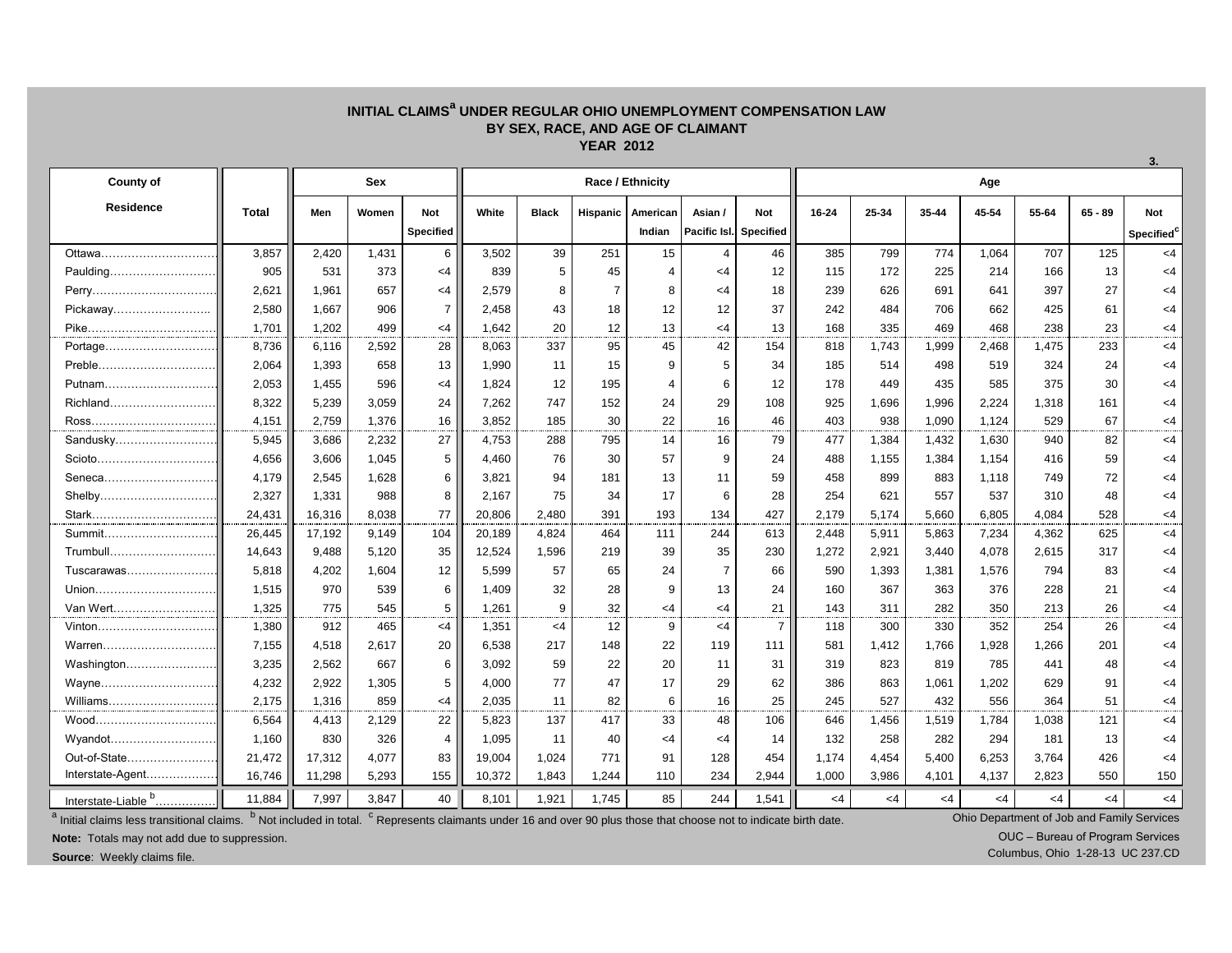# INITIAL CLAIMS[a] UNDER REGULAR OHIO UNEMPLOYMENT COMPENSATION LAW
## BY SEX, RACE, AND AGE OF CLAIMANT
### YEAR 2012

| County of Residence | Total | Sex | | | Race / Ethnicity | | | | | | Age | | | | | | |
|---|---|---|---|---|---|---|---|---|---|---|---|---|---|---|---|---|---|
| | | Men | Women | Not Specified | White | Black | Hispanic | American Indian | Asian / Pacific Isl. | Not Specified | 16-24 | 25-34 | 35-44 | 45-54 | 55-64 | 65 - 89 | Not Specified[c] |
| Ottawa | 3,857 | 2,420 | 1,431 | 6 | 3,502 | 39 | 251 | 15 | 4 | 46 | 385 | 799 | 774 | 1,064 | 707 | 125 | <4 |
| Paulding | 905 | 531 | 373 | <4 | 839 | 5 | 45 | 4 | <4 | 12 | 115 | 172 | 225 | 214 | 166 | 13 | <4 |
| Perry | 2,621 | 1,961 | 657 | <4 | 2,579 | 8 | 7 | 8 | <4 | 18 | 239 | 626 | 691 | 641 | 397 | 27 | <4 |
| Pickaway | 2,580 | 1,667 | 906 | 7 | 2,458 | 43 | 18 | 12 | 12 | 37 | 242 | 484 | 706 | 662 | 425 | 61 | <4 |
| Pike | 1,701 | 1,202 | 499 | <4 | 1,642 | 20 | 12 | 13 | <4 | 13 | 168 | 335 | 469 | 468 | 238 | 23 | <4 |
| Portage | 8,736 | 6,116 | 2,592 | 28 | 8,063 | 337 | 95 | 45 | 42 | 154 | 818 | 1,743 | 1,999 | 2,468 | 1,475 | 233 | <4 |
| Preble | 2,064 | 1,393 | 658 | 13 | 1,990 | 11 | 15 | 9 | 5 | 34 | 185 | 514 | 498 | 519 | 324 | 24 | <4 |
| Putnam | 2,053 | 1,455 | 596 | <4 | 1,824 | 12 | 195 | 4 | 6 | 12 | 178 | 449 | 435 | 585 | 375 | 30 | <4 |
| Richland | 8,322 | 5,239 | 3,059 | 24 | 7,262 | 747 | 152 | 24 | 29 | 108 | 925 | 1,696 | 1,996 | 2,224 | 1,318 | 161 | <4 |
| Ross | 4,151 | 2,759 | 1,376 | 16 | 3,852 | 185 | 30 | 22 | 16 | 46 | 403 | 938 | 1,090 | 1,124 | 529 | 67 | <4 |
| Sandusky | 5,945 | 3,686 | 2,232 | 27 | 4,753 | 288 | 795 | 14 | 16 | 79 | 477 | 1,384 | 1,432 | 1,630 | 940 | 82 | <4 |
| Scioto | 4,656 | 3,606 | 1,045 | 5 | 4,460 | 76 | 30 | 57 | 9 | 24 | 488 | 1,155 | 1,384 | 1,154 | 416 | 59 | <4 |
| Seneca | 4,179 | 2,545 | 1,628 | 6 | 3,821 | 94 | 181 | 13 | 11 | 59 | 458 | 899 | 883 | 1,118 | 749 | 72 | <4 |
| Shelby | 2,327 | 1,331 | 988 | 8 | 2,167 | 75 | 34 | 17 | 6 | 28 | 254 | 621 | 557 | 537 | 310 | 48 | <4 |
| Stark | 24,431 | 16,316 | 8,038 | 77 | 20,806 | 2,480 | 391 | 193 | 134 | 427 | 2,179 | 5,174 | 5,660 | 6,805 | 4,084 | 528 | <4 |
| Summit | 26,445 | 17,192 | 9,149 | 104 | 20,189 | 4,824 | 464 | 111 | 244 | 613 | 2,448 | 5,911 | 5,863 | 7,234 | 4,362 | 625 | <4 |
| Trumbull | 14,643 | 9,488 | 5,120 | 35 | 12,524 | 1,596 | 219 | 39 | 35 | 230 | 1,272 | 2,921 | 3,440 | 4,078 | 2,615 | 317 | <4 |
| Tuscarawas | 5,818 | 4,202 | 1,604 | 12 | 5,599 | 57 | 65 | 24 | 7 | 66 | 590 | 1,393 | 1,381 | 1,576 | 794 | 83 | <4 |
| Union | 1,515 | 970 | 539 | 6 | 1,409 | 32 | 28 | 9 | 13 | 24 | 160 | 367 | 363 | 376 | 228 | 21 | <4 |
| Van Wert | 1,325 | 775 | 545 | 5 | 1,261 | 9 | 32 | <4 | <4 | 21 | 143 | 311 | 282 | 350 | 213 | 26 | <4 |
| Vinton | 1,380 | 912 | 465 | <4 | 1,351 | <4 | 12 | 9 | <4 | 7 | 118 | 300 | 330 | 352 | 254 | 26 | <4 |
| Warren | 7,155 | 4,518 | 2,617 | 20 | 6,538 | 217 | 148 | 22 | 119 | 111 | 581 | 1,412 | 1,766 | 1,928 | 1,266 | 201 | <4 |
| Washington | 3,235 | 2,562 | 667 | 6 | 3,092 | 59 | 22 | 20 | 11 | 31 | 319 | 823 | 819 | 785 | 441 | 48 | <4 |
| Wayne | 4,232 | 2,922 | 1,305 | 5 | 4,000 | 77 | 47 | 17 | 29 | 62 | 386 | 863 | 1,061 | 1,202 | 629 | 91 | <4 |
| Williams | 2,175 | 1,316 | 859 | <4 | 2,035 | 11 | 82 | 6 | 16 | 25 | 245 | 527 | 432 | 556 | 364 | 51 | <4 |
| Wood | 6,564 | 4,413 | 2,129 | 22 | 5,823 | 137 | 417 | 33 | 48 | 106 | 646 | 1,456 | 1,519 | 1,784 | 1,038 | 121 | <4 |
| Wyandot | 1,160 | 830 | 326 | 4 | 1,095 | 11 | 40 | <4 | <4 | 14 | 132 | 258 | 282 | 294 | 181 | 13 | <4 |
| Out-of-State | 21,472 | 17,312 | 4,077 | 83 | 19,004 | 1,024 | 771 | 91 | 128 | 454 | 1,174 | 4,454 | 5,400 | 6,253 | 3,764 | 426 | <4 |
| Interstate-Agent | 16,746 | 11,298 | 5,293 | 155 | 10,372 | 1,843 | 1,244 | 110 | 234 | 2,944 | 1,000 | 3,986 | 4,101 | 4,137 | 2,823 | 550 | 150 |
| Interstate-Liable[b] | 11,884 | 7,997 | 3,847 | 40 | 8,101 | 1,921 | 1,745 | 85 | 244 | 1,541 | <4 | <4 | <4 | <4 | <4 | <4 | <4 |

[a] Initial claims less transitional claims. [b] Not included in total. [c] Represents claimants under 16 and over 90 plus those that choose not to indicate birth date.

**Note:** Totals may not add due to suppression.

**Source**: Weekly claims file.

Ohio Department of Job and Family Services
OUC – Bureau of Program Services
Columbus, Ohio 1-28-13 UC 237.CD